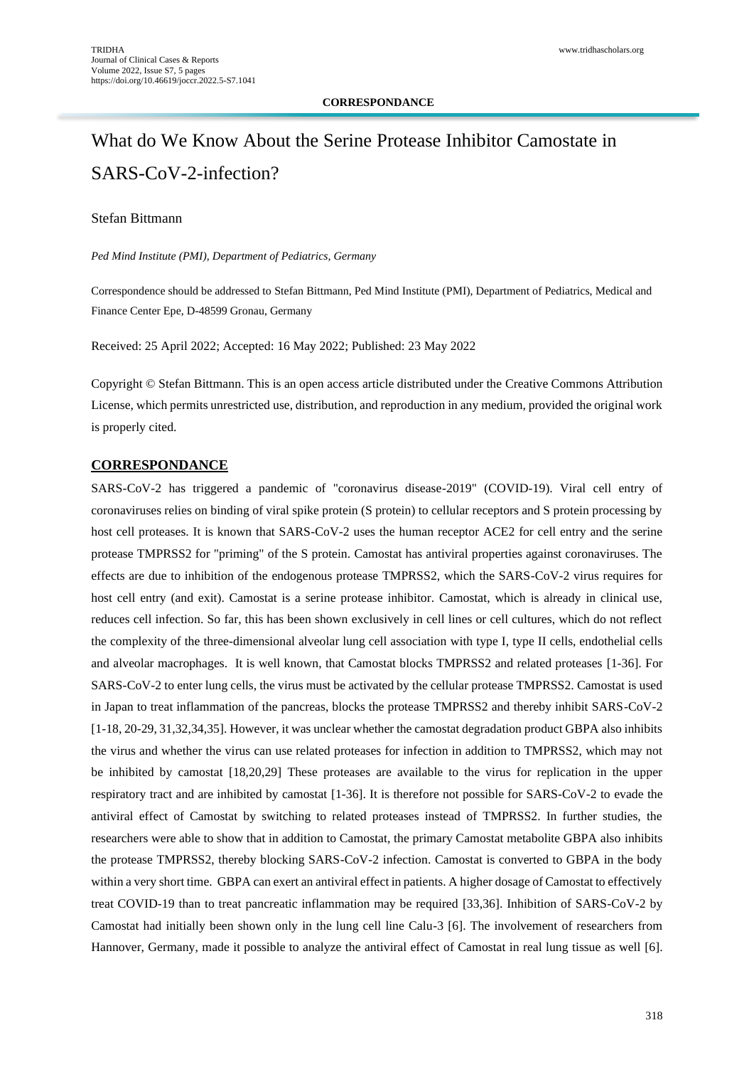CORRESPONDANCE

# What do We Know About the Serine Protease Inhibitor Camostate in SARS-CoV-2-infection?

Stefan Bittmann

*Ped Mind Institute (PMI), Department of Pediatrics, Germany*

Correspondence should be addressed to Stefan Bittmann, Ped Mind Institute (PMI), Department of Pediatrics, Medical and Finance Center Epe, D-48599 Gronau, Germany

Received: 25 April 2022; Accepted: 16 May 2022; Published: 23 May 2022

Copyright © Stefan Bittmann. This is an open access article distributed under the Creative Commons Attribution License, which permits unrestricted use, distribution, and reproduction in any medium, provided the original work is properly cited.

## CORRESPONDANCE

SARS-CoV-2 has triggered a pandemic of "coronavirus disease-2019" (COVID-19). Viral cell entry of coronaviruses relies on binding of viral spike protein (S protein) to cellular receptors and S protein processing by host cell proteases. It is known that SARS-CoV-2 uses the human receptor ACE2 for cell entry and the serine protease TMPRSS2 for "priming" of the S protein. Camostat has antiviral properties against coronaviruses. The effects are due to inhibition of the endogenous protease TMPRSS2, which the SARS-CoV-2 virus requires for host cell entry (and exit). Camostat is a serine protease inhibitor. Camostat, which is already in clinical use, reduces cell infection. So far, this has been shown exclusively in cell lines or cell cultures, which do not reflect the complexity of the three-dimensional alveolar lung cell association with type I, type II cells, endothelial cells and alveolar macrophages. It is well known, that Camostat blocks TMPRSS2 and related proteases [1-36]. For SARS-CoV-2 to enter lung cells, the virus must be activated by the cellular protease TMPRSS2. Camostat is used in Japan to treat inflammation of the pancreas, blocks the protease TMPRSS2 and thereby inhibit SARS-CoV-2 [1-18, 20-29, 31,32,34,35]. However, it was unclear whether the camostat degradation product GBPA also inhibits the virus and whether the virus can use related proteases for infection in addition to TMPRSS2, which may not be inhibited by camostat [18,20,29] These proteases are available to the virus for replication in the upper respiratory tract and are inhibited by camostat [1-36]. It is therefore not possible for SARS-CoV-2 to evade the antiviral effect of Camostat by switching to related proteases instead of TMPRSS2. In further studies, the researchers were able to show that in addition to Camostat, the primary Camostat metabolite GBPA also inhibits the protease TMPRSS2, thereby blocking SARS-CoV-2 infection. Camostat is converted to GBPA in the body within a very short time. GBPA can exert an antiviral effect in patients. A higher dosage of Camostat to effectively treat COVID-19 than to treat pancreatic inflammation may be required [33,36]. Inhibition of SARS-CoV-2 by Camostat had initially been shown only in the lung cell line Calu-3 [6]. The involvement of researchers from Hannover, Germany, made it possible to analyze the antiviral effect of Camostat in real lung tissue as well [6].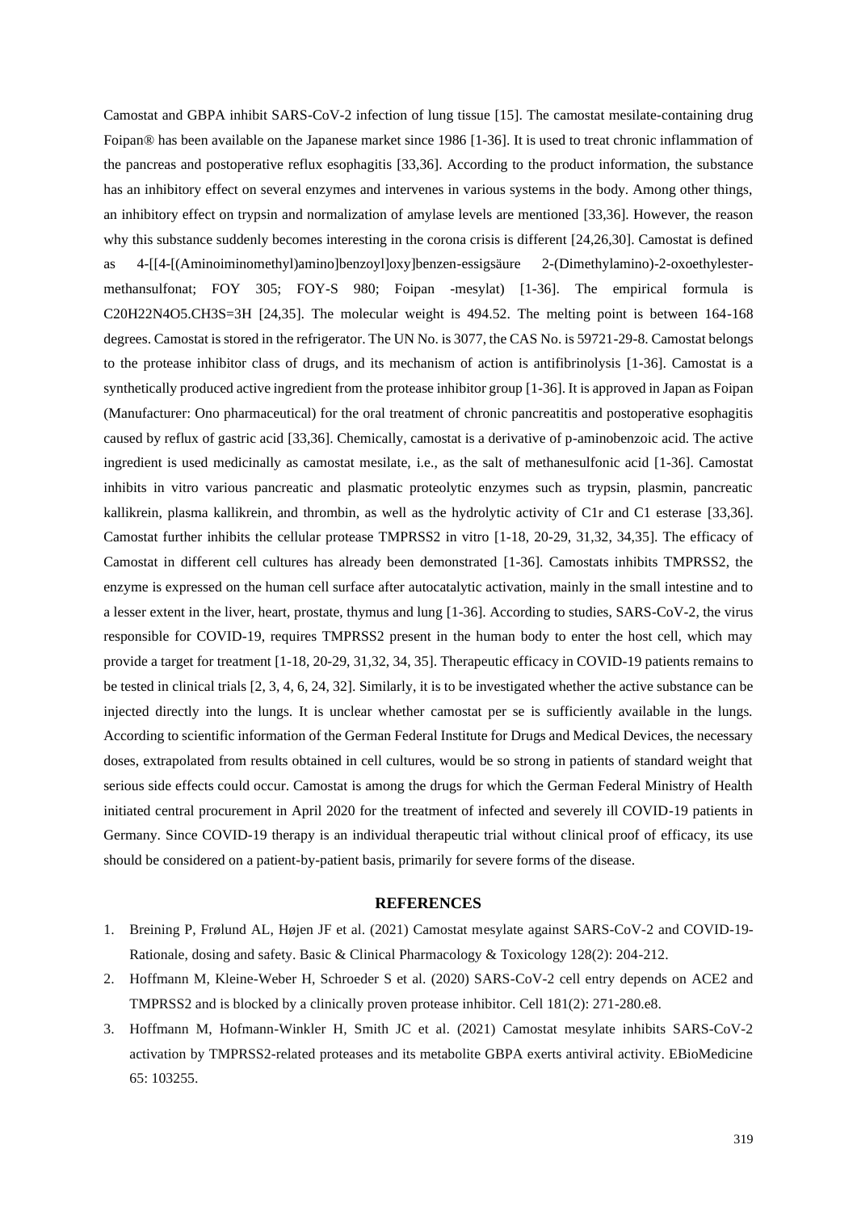Camostat and GBPA inhibit SARS-CoV-2 infection of lung tissue [15]. The camostat mesilate-containing drug Foipan® has been available on the Japanese market since 1986 [1-36]. It is used to treat chronic inflammation of the pancreas and postoperative reflux esophagitis [33,36]. According to the product information, the substance has an inhibitory effect on several enzymes and intervenes in various systems in the body. Among other things, an inhibitory effect on trypsin and normalization of amylase levels are mentioned [33,36]. However, the reason why this substance suddenly becomes interesting in the corona crisis is different [24,26,30]. Camostat is defined as 4-[[4-[(Aminoiminomethyl)amino]benzoyl]oxy]benzen-essigsäure 2-(Dimethylamino)-2-oxoethylester-methansulfonat; FOY 305; FOY-S 980; Foipan -mesylat) [1-36]. The empirical formula is C20H22N4O5.CH3S=3H [24,35]. The molecular weight is 494.52. The melting point is between 164-168 degrees. Camostat is stored in the refrigerator. The UN No. is 3077, the CAS No. is 59721-29-8. Camostat belongs to the protease inhibitor class of drugs, and its mechanism of action is antifibrinolysis [1-36]. Camostat is a synthetically produced active ingredient from the protease inhibitor group [1-36]. It is approved in Japan as Foipan (Manufacturer: Ono pharmaceutical) for the oral treatment of chronic pancreatitis and postoperative esophagitis caused by reflux of gastric acid [33,36]. Chemically, camostat is a derivative of p-aminobenzoic acid. The active ingredient is used medicinally as camostat mesilate, i.e., as the salt of methanesulfonic acid [1-36]. Camostat inhibits in vitro various pancreatic and plasmatic proteolytic enzymes such as trypsin, plasmin, pancreatic kallikrein, plasma kallikrein, and thrombin, as well as the hydrolytic activity of C1r and C1 esterase [33,36]. Camostat further inhibits the cellular protease TMPRSS2 in vitro [1-18, 20-29, 31,32, 34,35]. The efficacy of Camostat in different cell cultures has already been demonstrated [1-36]. Camostats inhibits TMPRSS2, the enzyme is expressed on the human cell surface after autocatalytic activation, mainly in the small intestine and to a lesser extent in the liver, heart, prostate, thymus and lung [1-36]. According to studies, SARS-CoV-2, the virus responsible for COVID-19, requires TMPRSS2 present in the human body to enter the host cell, which may provide a target for treatment [1-18, 20-29, 31,32, 34, 35]. Therapeutic efficacy in COVID-19 patients remains to be tested in clinical trials [2, 3, 4, 6, 24, 32]. Similarly, it is to be investigated whether the active substance can be injected directly into the lungs. It is unclear whether camostat per se is sufficiently available in the lungs. According to scientific information of the German Federal Institute for Drugs and Medical Devices, the necessary doses, extrapolated from results obtained in cell cultures, would be so strong in patients of standard weight that serious side effects could occur. Camostat is among the drugs for which the German Federal Ministry of Health initiated central procurement in April 2020 for the treatment of infected and severely ill COVID-19 patients in Germany. Since COVID-19 therapy is an individual therapeutic trial without clinical proof of efficacy, its use should be considered on a patient-by-patient basis, primarily for severe forms of the disease.

## REFERENCES

1. Breining P, Frølund AL, Højen JF et al. (2021) Camostat mesylate against SARS-CoV-2 and COVID-19-Rationale, dosing and safety. Basic & Clinical Pharmacology & Toxicology 128(2): 204-212.
2. Hoffmann M, Kleine-Weber H, Schroeder S et al. (2020) SARS-CoV-2 cell entry depends on ACE2 and TMPRSS2 and is blocked by a clinically proven protease inhibitor. Cell 181(2): 271-280.e8.
3. Hoffmann M, Hofmann-Winkler H, Smith JC et al. (2021) Camostat mesylate inhibits SARS-CoV-2 activation by TMPRSS2-related proteases and its metabolite GBPA exerts antiviral activity. EBioMedicine 65: 103255.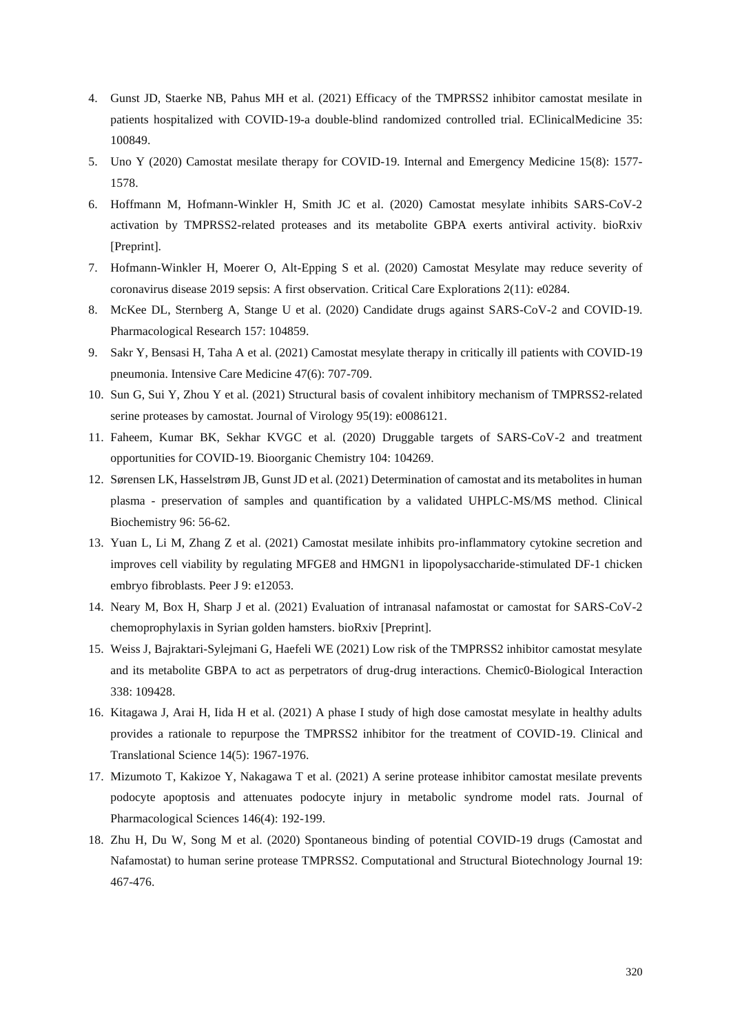4. Gunst JD, Staerke NB, Pahus MH et al. (2021) Efficacy of the TMPRSS2 inhibitor camostat mesilate in patients hospitalized with COVID-19-a double-blind randomized controlled trial. EClinicalMedicine 35: 100849.
5. Uno Y (2020) Camostat mesilate therapy for COVID-19. Internal and Emergency Medicine 15(8): 1577-1578.
6. Hoffmann M, Hofmann-Winkler H, Smith JC et al. (2020) Camostat mesylate inhibits SARS-CoV-2 activation by TMPRSS2-related proteases and its metabolite GBPA exerts antiviral activity. bioRxiv [Preprint].
7. Hofmann-Winkler H, Moerer O, Alt-Epping S et al. (2020) Camostat Mesylate may reduce severity of coronavirus disease 2019 sepsis: A first observation. Critical Care Explorations 2(11): e0284.
8. McKee DL, Sternberg A, Stange U et al. (2020) Candidate drugs against SARS-CoV-2 and COVID-19. Pharmacological Research 157: 104859.
9. Sakr Y, Bensasi H, Taha A et al. (2021) Camostat mesylate therapy in critically ill patients with COVID-19 pneumonia. Intensive Care Medicine 47(6): 707-709.
10. Sun G, Sui Y, Zhou Y et al. (2021) Structural basis of covalent inhibitory mechanism of TMPRSS2-related serine proteases by camostat. Journal of Virology 95(19): e0086121.
11. Faheem, Kumar BK, Sekhar KVGC et al. (2020) Druggable targets of SARS-CoV-2 and treatment opportunities for COVID-19. Bioorganic Chemistry 104: 104269.
12. Sørensen LK, Hasselstrøm JB, Gunst JD et al. (2021) Determination of camostat and its metabolites in human plasma - preservation of samples and quantification by a validated UHPLC-MS/MS method. Clinical Biochemistry 96: 56-62.
13. Yuan L, Li M, Zhang Z et al. (2021) Camostat mesilate inhibits pro-inflammatory cytokine secretion and improves cell viability by regulating MFGE8 and HMGN1 in lipopolysaccharide-stimulated DF-1 chicken embryo fibroblasts. Peer J 9: e12053.
14. Neary M, Box H, Sharp J et al. (2021) Evaluation of intranasal nafamostat or camostat for SARS-CoV-2 chemoprophylaxis in Syrian golden hamsters. bioRxiv [Preprint].
15. Weiss J, Bajraktari-Sylejmani G, Haefeli WE (2021) Low risk of the TMPRSS2 inhibitor camostat mesylate and its metabolite GBPA to act as perpetrators of drug-drug interactions. Chemic0-Biological Interaction 338: 109428.
16. Kitagawa J, Arai H, Iida H et al. (2021) A phase I study of high dose camostat mesylate in healthy adults provides a rationale to repurpose the TMPRSS2 inhibitor for the treatment of COVID-19. Clinical and Translational Science 14(5): 1967-1976.
17. Mizumoto T, Kakizoe Y, Nakagawa T et al. (2021) A serine protease inhibitor camostat mesilate prevents podocyte apoptosis and attenuates podocyte injury in metabolic syndrome model rats. Journal of Pharmacological Sciences 146(4): 192-199.
18. Zhu H, Du W, Song M et al. (2020) Spontaneous binding of potential COVID-19 drugs (Camostat and Nafamostat) to human serine protease TMPRSS2. Computational and Structural Biotechnology Journal 19: 467-476.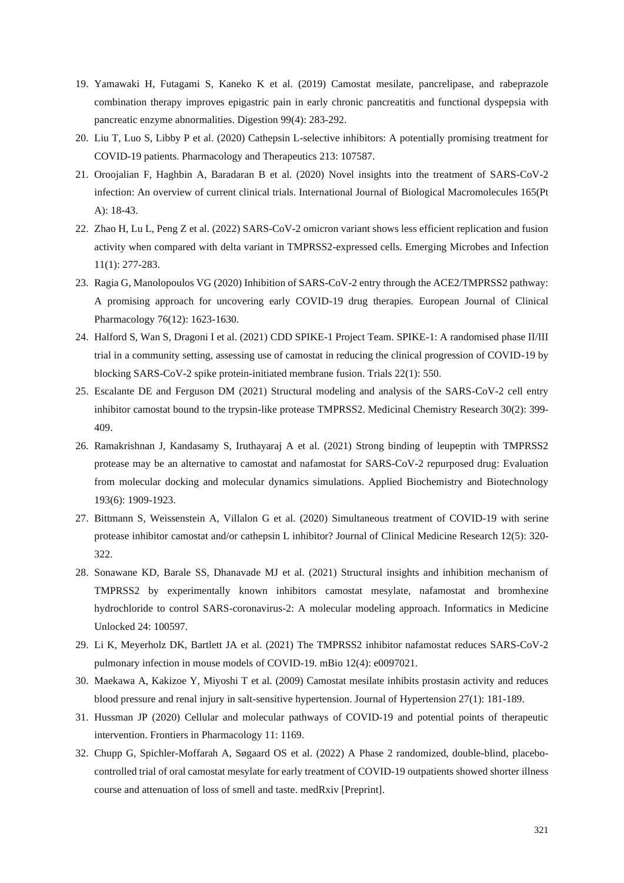19. Yamawaki H, Futagami S, Kaneko K et al. (2019) Camostat mesilate, pancrelipase, and rabeprazole combination therapy improves epigastric pain in early chronic pancreatitis and functional dyspepsia with pancreatic enzyme abnormalities. Digestion 99(4): 283-292.
20. Liu T, Luo S, Libby P et al. (2020) Cathepsin L-selective inhibitors: A potentially promising treatment for COVID-19 patients. Pharmacology and Therapeutics 213: 107587.
21. Oroojalian F, Haghbin A, Baradaran B et al. (2020) Novel insights into the treatment of SARS-CoV-2 infection: An overview of current clinical trials. International Journal of Biological Macromolecules 165(Pt A): 18-43.
22. Zhao H, Lu L, Peng Z et al. (2022) SARS-CoV-2 omicron variant shows less efficient replication and fusion activity when compared with delta variant in TMPRSS2-expressed cells. Emerging Microbes and Infection 11(1): 277-283.
23. Ragia G, Manolopoulos VG (2020) Inhibition of SARS-CoV-2 entry through the ACE2/TMPRSS2 pathway: A promising approach for uncovering early COVID-19 drug therapies. European Journal of Clinical Pharmacology 76(12): 1623-1630.
24. Halford S, Wan S, Dragoni I et al. (2021) CDD SPIKE-1 Project Team. SPIKE-1: A randomised phase II/III trial in a community setting, assessing use of camostat in reducing the clinical progression of COVID-19 by blocking SARS-CoV-2 spike protein-initiated membrane fusion. Trials 22(1): 550.
25. Escalante DE and Ferguson DM (2021) Structural modeling and analysis of the SARS-CoV-2 cell entry inhibitor camostat bound to the trypsin-like protease TMPRSS2. Medicinal Chemistry Research 30(2): 399-409.
26. Ramakrishnan J, Kandasamy S, Iruthayaraj A et al. (2021) Strong binding of leupeptin with TMPRSS2 protease may be an alternative to camostat and nafamostat for SARS-CoV-2 repurposed drug: Evaluation from molecular docking and molecular dynamics simulations. Applied Biochemistry and Biotechnology 193(6): 1909-1923.
27. Bittmann S, Weissenstein A, Villalon G et al. (2020) Simultaneous treatment of COVID-19 with serine protease inhibitor camostat and/or cathepsin L inhibitor? Journal of Clinical Medicine Research 12(5): 320-322.
28. Sonawane KD, Barale SS, Dhanavade MJ et al. (2021) Structural insights and inhibition mechanism of TMPRSS2 by experimentally known inhibitors camostat mesylate, nafamostat and bromhexine hydrochloride to control SARS-coronavirus-2: A molecular modeling approach. Informatics in Medicine Unlocked 24: 100597.
29. Li K, Meyerholz DK, Bartlett JA et al. (2021) The TMPRSS2 inhibitor nafamostat reduces SARS-CoV-2 pulmonary infection in mouse models of COVID-19. mBio 12(4): e0097021.
30. Maekawa A, Kakizoe Y, Miyoshi T et al. (2009) Camostat mesilate inhibits prostasin activity and reduces blood pressure and renal injury in salt-sensitive hypertension. Journal of Hypertension 27(1): 181-189.
31. Hussman JP (2020) Cellular and molecular pathways of COVID-19 and potential points of therapeutic intervention. Frontiers in Pharmacology 11: 1169.
32. Chupp G, Spichler-Moffarah A, Søgaard OS et al. (2022) A Phase 2 randomized, double-blind, placebo-controlled trial of oral camostat mesylate for early treatment of COVID-19 outpatients showed shorter illness course and attenuation of loss of smell and taste. medRxiv [Preprint].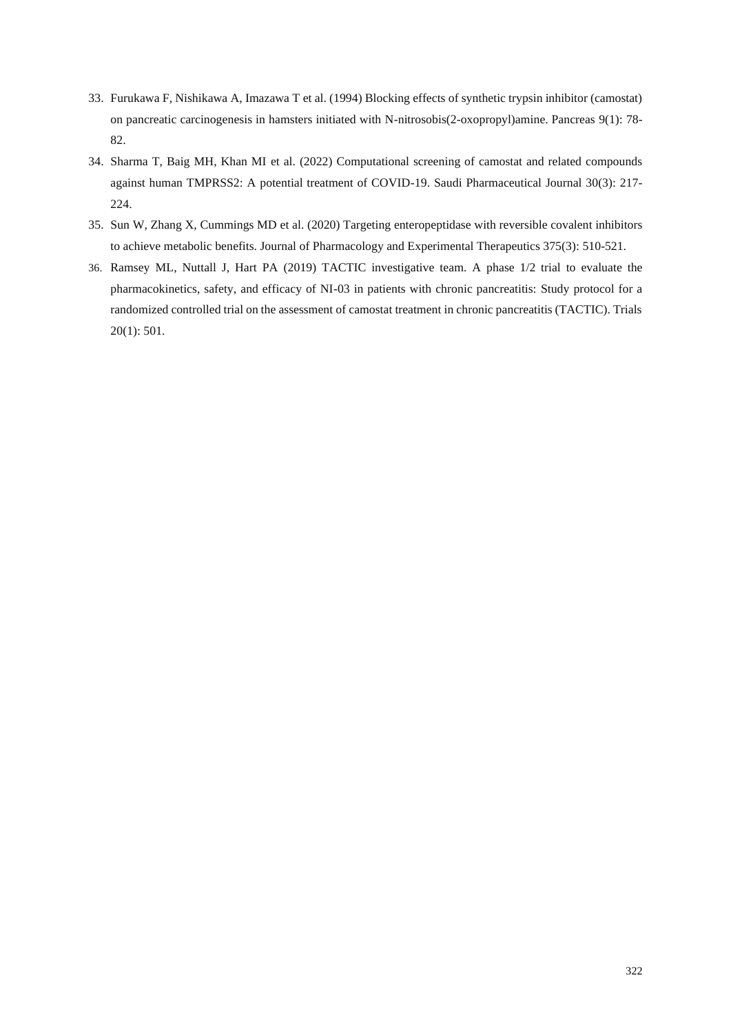33. Furukawa F, Nishikawa A, Imazawa T et al. (1994) Blocking effects of synthetic trypsin inhibitor (camostat) on pancreatic carcinogenesis in hamsters initiated with N-nitrosobis(2-oxopropyl)amine. Pancreas 9(1): 78-82.
34. Sharma T, Baig MH, Khan MI et al. (2022) Computational screening of camostat and related compounds against human TMPRSS2: A potential treatment of COVID-19. Saudi Pharmaceutical Journal 30(3): 217-224.
35. Sun W, Zhang X, Cummings MD et al. (2020) Targeting enteropeptidase with reversible covalent inhibitors to achieve metabolic benefits. Journal of Pharmacology and Experimental Therapeutics 375(3): 510-521.
36. Ramsey ML, Nuttall J, Hart PA (2019) TACTIC investigative team. A phase 1/2 trial to evaluate the pharmacokinetics, safety, and efficacy of NI-03 in patients with chronic pancreatitis: Study protocol for a randomized controlled trial on the assessment of camostat treatment in chronic pancreatitis (TACTIC). Trials 20(1): 501.